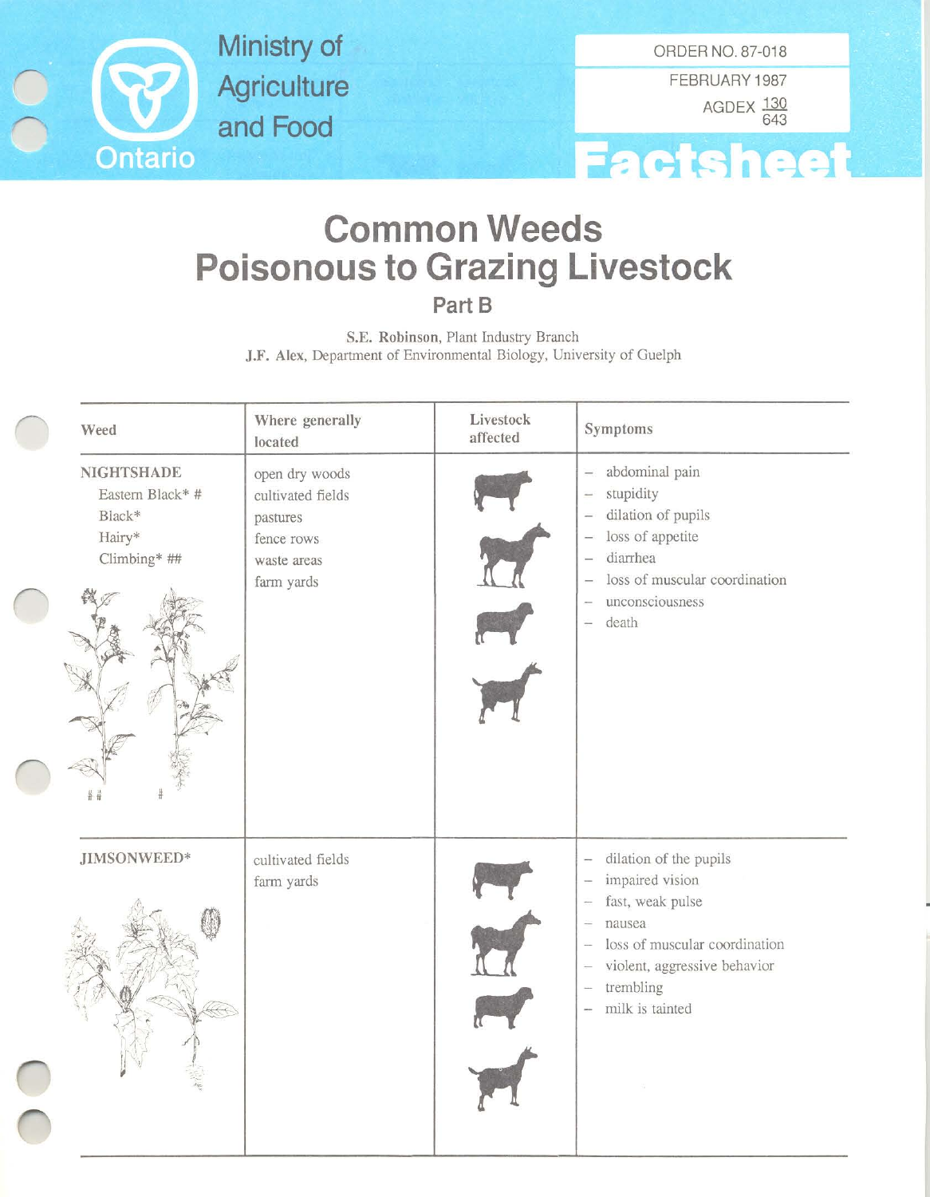Ministry of Agriculture and Food

Ontario

ORDER NO. 87-018

FEBRUARY 1987

AGDEX $\frac{130}{643}$

Factsheet

# Common Weeds Poisonous to Grazing Livestock

## Part B

**S.E. Robinson**, Plant Industry Branch
**J.F. Alex**, Department of Environmental Biology, University of Guelph

| Weed | Where generally located | Livestock affected | Symptoms |
|---|---|---|---|
| NIGHTSHADE<br>Eastern Black* #<br>Black*<br>Hairy*<br>Climbing* ## | open dry woods<br>cultivated fields<br>pastures<br>fence rows<br>waste areas<br>farm yards | | – abdominal pain<br>– stupidity<br>– dilation of pupils<br>– loss of appetite<br>– diarrhea<br>– loss of muscular coordination<br>– unconsciousness<br>– death |
| JIMSONWEED* | cultivated fields<br>farm yards | | – dilation of the pupils<br>– impaired vision<br>– fast, weak pulse<br>– nausea<br>– loss of muscular coordination<br>– violent, aggressive behavior<br>– trembling<br>– milk is tainted |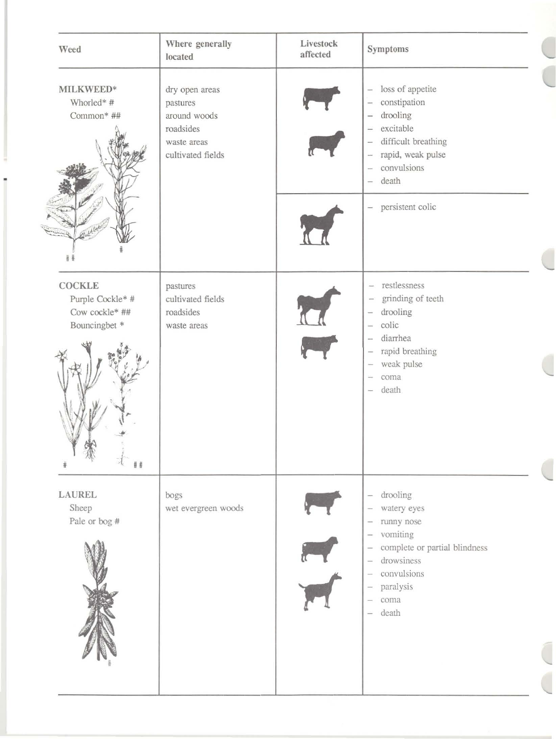| Weed | Where generally located | Livestock affected | Symptoms |
|---|---|---|---|
| **MILKWEED*** <br> Whorled* # <br> Common* ## | dry open areas <br> pastures <br> around woods <br> roadsides <br> waste areas <br> cultivated fields | | – loss of appetite <br> – constipation <br> – drooling <br> – excitable <br> – difficult breathing <br> – rapid, weak pulse <br> – convulsions <br> – death |
| | | | – persistent colic |
| **COCKLE** <br> Purple Cockle* # <br> Cow cockle* ## <br> Bouncingbet * | pastures <br> cultivated fields <br> roadsides <br> waste areas | | – restlessness <br> – grinding of teeth <br> – drooling <br> – colic <br> – diarrhea <br> – rapid breathing <br> – weak pulse <br> – coma <br> – death |
| **LAUREL** <br> Sheep <br> Pale or bog # | bogs <br> wet evergreen woods | | – drooling <br> – watery eyes <br> – runny nose <br> – vomiting <br> – complete or partial blindness <br> – drowsiness <br> – convulsions <br> – paralysis <br> – coma <br> – death |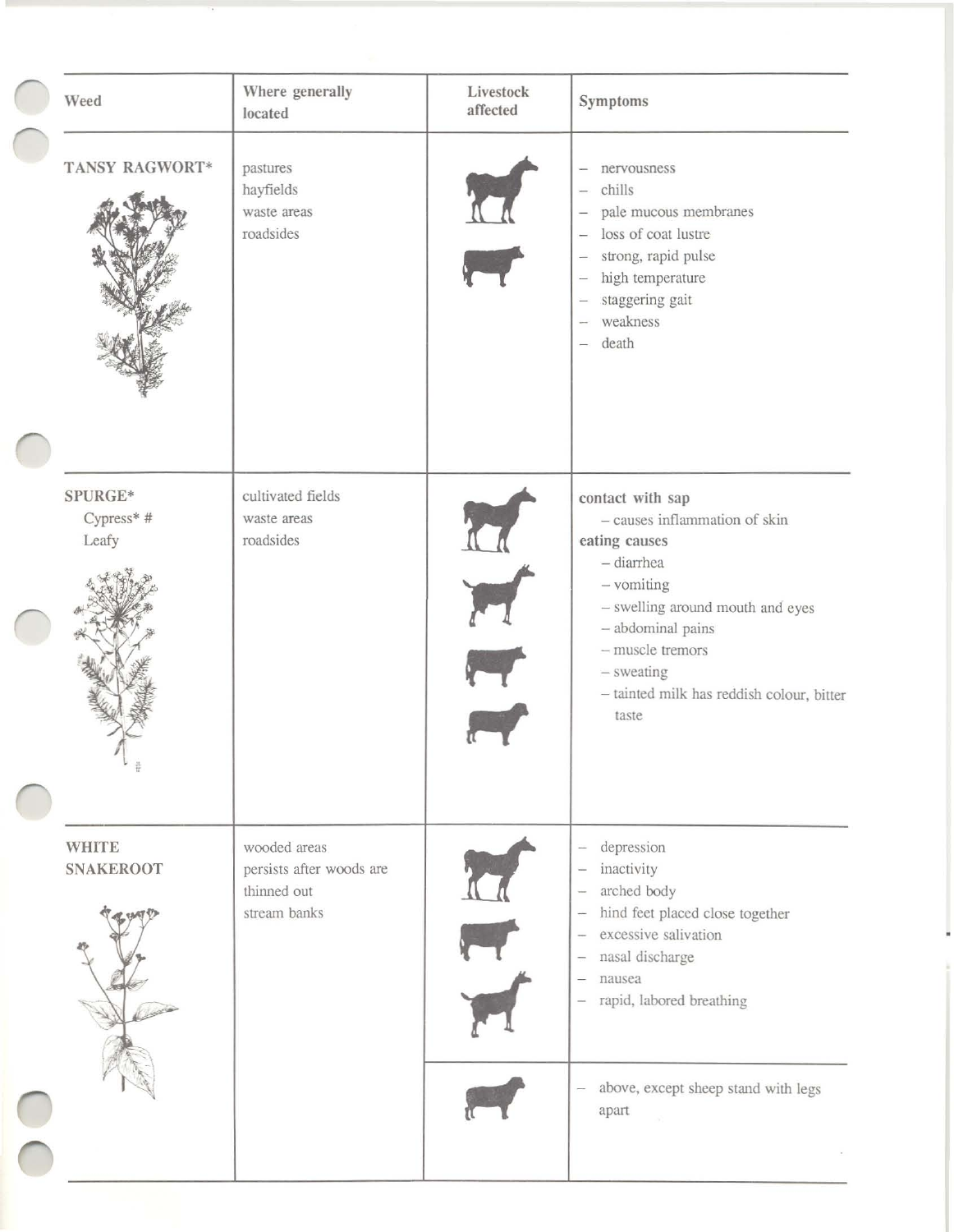| Weed | Where generally located | Livestock affected | Symptoms |
|---|---|---|---|
| TANSY RAGWORT* | pastures<br>hayfields<br>waste areas<br>roadsides | | – nervousness<br>– chills<br>– pale mucous membranes<br>– loss of coat lustre<br>– strong, rapid pulse<br>– high temperature<br>– staggering gait<br>– weakness<br>– death |
| SPURGE*<br>Cypress* #<br>Leafy | cultivated fields<br>waste areas<br>roadsides | | **contact with sap**<br>– causes inflammation of skin<br>**eating causes**<br>– diarrhea<br>– vomiting<br>– swelling around mouth and eyes<br>– abdominal pains<br>– muscle tremors<br>– sweating<br>– tainted milk has reddish colour, bitter taste |
| WHITE SNAKEROOT | wooded areas<br>persists after woods are thinned out<br>stream banks | | – depression<br>– inactivity<br>– arched body<br>– hind feet placed close together<br>– excessive salivation<br>– nasal discharge<br>– nausea<br>– rapid, labored breathing |
| | | | – above, except sheep stand with legs apart |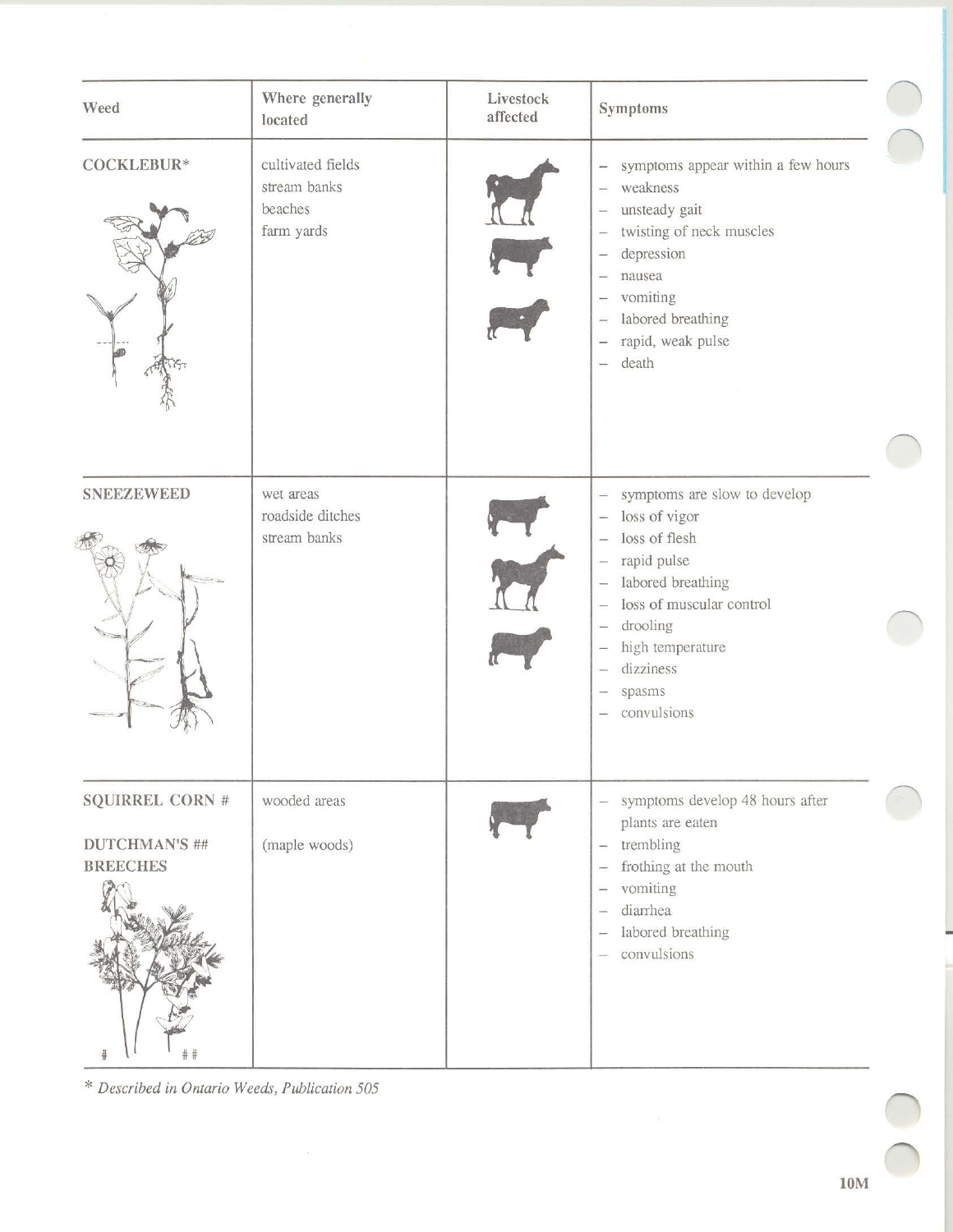| Weed | Where generally located | Livestock affected | Symptoms |
| --- | --- | --- | --- |
| COCKLEBUR* | cultivated fields<br>stream banks<br>beaches<br>farm yards | | – symptoms appear within a few hours<br>– weakness<br>– unsteady gait<br>– twisting of neck muscles<br>– depression<br>– nausea<br>– vomiting<br>– labored breathing<br>– rapid, weak pulse<br>– death |
| SNEEZEWEED | wet areas<br>roadside ditches<br>stream banks | | – symptoms are slow to develop<br>– loss of vigor<br>– loss of flesh<br>– rapid pulse<br>– labored breathing<br>– loss of muscular control<br>– drooling<br>– high temperature<br>– dizziness<br>– spasms<br>– convulsions |
| SQUIRREL CORN #<br><br>DUTCHMAN'S ## BREECHES | wooded areas<br><br>(maple woods) | | – symptoms develop 48 hours after plants are eaten<br>– trembling<br>– frothing at the mouth<br>– vomiting<br>– diarrhea<br>– labored breathing<br>– convulsions |

*\* Described in Ontario Weeds, Publication 505*